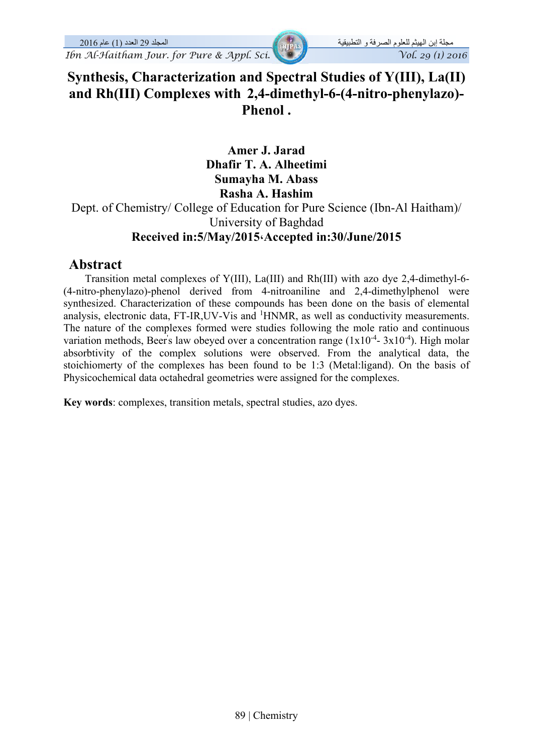# Synthesis, Characterization and Spectral Studies of Y(III), La(II) and Rh(III) Complexes with 2,4-dimethyl-6-(4-nitro-phenylazo)-Phenol .

**Amer J. Jarad**
**Dhafir T. A. Alheetimi**
**Sumayha M. Abass**
**Rasha A. Hashim**

Dept. of Chemistry/ College of Education for Pure Science (Ibn-Al Haitham)/ University of Baghdad

**Received in:5/May/2015،Accepted in:30/June/2015**

## Abstract

Transition metal complexes of Y(III), La(III) and Rh(III) with azo dye 2,4-dimethyl-6-(4-nitro-phenylazo)-phenol derived from 4-nitroaniline and 2,4-dimethylphenol were synthesized. Characterization of these compounds has been done on the basis of elemental analysis, electronic data, FT-IR,UV-Vis and $^{1}$HNMR, as well as conductivity measurements. The nature of the complexes formed were studies following the mole ratio and continuous variation methods, Beer's law obeyed over a concentration range ($1x10^{-4}$- $3x10^{-4}$). High molar absorbtivity of the complex solutions were observed. From the analytical data, the stoichiomerty of the complexes has been found to be 1:3 (Metal:ligand). On the basis of Physicochemical data octahedral geometries were assigned for the complexes.

**Key words**: complexes, transition metals, spectral studies, azo dyes.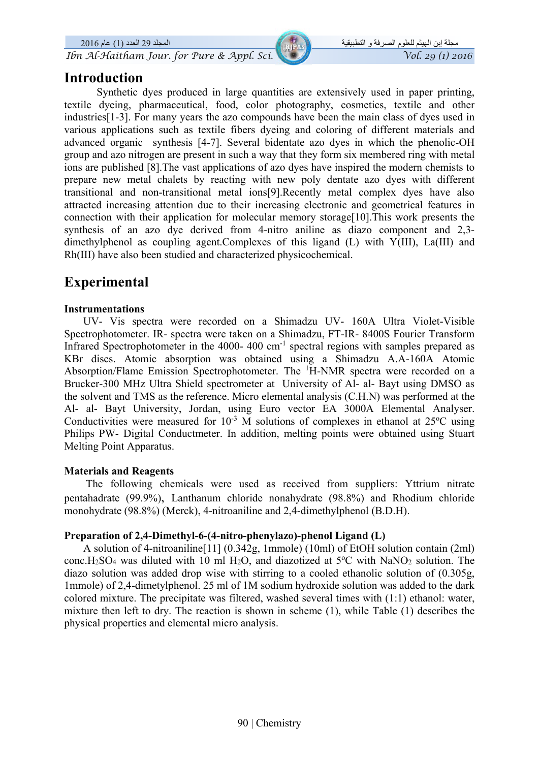## Introduction

Synthetic dyes produced in large quantities are extensively used in paper printing, textile dyeing, pharmaceutical, food, color photography, cosmetics, textile and other industries[1-3]. For many years the azo compounds have been the main class of dyes used in various applications such as textile fibers dyeing and coloring of different materials and advanced organic synthesis [4-7]. Several bidentate azo dyes in which the phenolic-OH group and azo nitrogen are present in such a way that they form six membered ring with metal ions are published [8].The vast applications of azo dyes have inspired the modern chemists to prepare new metal chalets by reacting with new poly dentate azo dyes with different transitional and non-transitional metal ions[9].Recently metal complex dyes have also attracted increasing attention due to their increasing electronic and geometrical features in connection with their application for molecular memory storage[10].This work presents the synthesis of an azo dye derived from 4-nitro aniline as diazo component and 2,3-dimethylphenol as coupling agent.Complexes of this ligand (L) with Y(III), La(III) and Rh(III) have also been studied and characterized physicochemical.

## Experimental

### Instrumentations

UV- Vis spectra were recorded on a Shimadzu UV- 160A Ultra Violet-Visible Spectrophotometer. IR- spectra were taken on a Shimadzu, FT-IR- 8400S Fourier Transform Infrared Spectrophotometer in the 4000- 400 $cm^{-1}$ spectral regions with samples prepared as KBr discs. Atomic absorption was obtained using a Shimadzu A.A-160A Atomic Absorption/Flame Emission Spectrophotometer. The $^{1}H$-NMR spectra were recorded on a Brucker-300 MHz Ultra Shield spectrometer at University of Al- al- Bayt using DMSO as the solvent and TMS as the reference. Micro elemental analysis (C.H.N) was performed at the Al- al- Bayt University, Jordan, using Euro vector EA 3000A Elemental Analyser. Conductivities were measured for $10^{-3}$ M solutions of complexes in ethanol at 25ºC using Philips PW- Digital Conductmeter. In addition, melting points were obtained using Stuart Melting Point Apparatus.

### Materials and Reagents

The following chemicals were used as received from suppliers: Yttrium nitrate pentahadrate (99.9%), Lanthanum chloride nonahydrate (98.8%) and Rhodium chloride monohydrate (98.8%) (Merck), 4-nitroaniline and 2,4-dimethylphenol (B.D.H).

### Preparation of 2,4-Dimethyl-6-(4-nitro-phenylazo)-phenol Ligand (L)

A solution of 4-nitroaniline[11] (0.342g, 1mmole) (10ml) of EtOH solution contain (2ml) conc.$H_2SO_4$ was diluted with 10 ml $H_2O$, and diazotized at 5ºC with $NaNO_2$ solution. The diazo solution was added drop wise with stirring to a cooled ethanolic solution of (0.305g, 1mmole) of 2,4-dimetylphenol. 25 ml of 1M sodium hydroxide solution was added to the dark colored mixture. The precipitate was filtered, washed several times with (1:1) ethanol: water, mixture then left to dry. The reaction is shown in scheme (1), while Table (1) describes the physical properties and elemental micro analysis.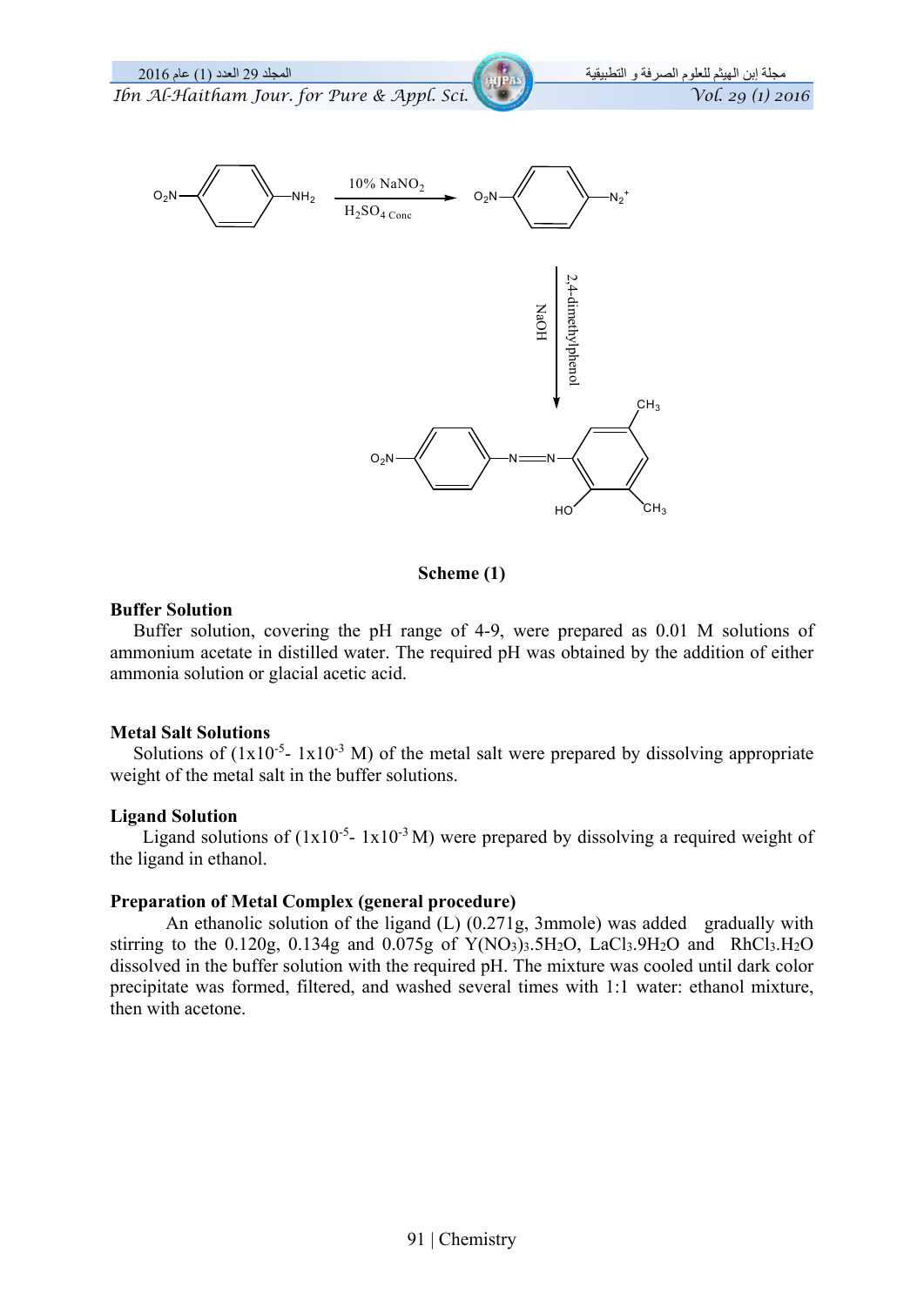**Scheme (1)**

**Buffer Solution**

Buffer solution, covering the pH range of 4-9, were prepared as 0.01 M solutions of ammonium acetate in distilled water. The required pH was obtained by the addition of either ammonia solution or glacial acetic acid.

**Metal Salt Solutions**

Solutions of ($1x10^{-5}$- $1x10^{-3}$ M) of the metal salt were prepared by dissolving appropriate weight of the metal salt in the buffer solutions.

**Ligand Solution**

Ligand solutions of ($1x10^{-5}$- $1x10^{-3}$ M) were prepared by dissolving a required weight of the ligand in ethanol.

**Preparation of Metal Complex (general procedure)**

An ethanolic solution of the ligand (L) (0.271g, 3mmole) was added gradually with stirring to the 0.120g, 0.134g and 0.075g of $Y(NO_3)_3.5H_2O$, $LaCl_3.9H_2O$ and $RhCl_3.H_2O$ dissolved in the buffer solution with the required pH. The mixture was cooled until dark color precipitate was formed, filtered, and washed several times with 1:1 water: ethanol mixture, then with acetone.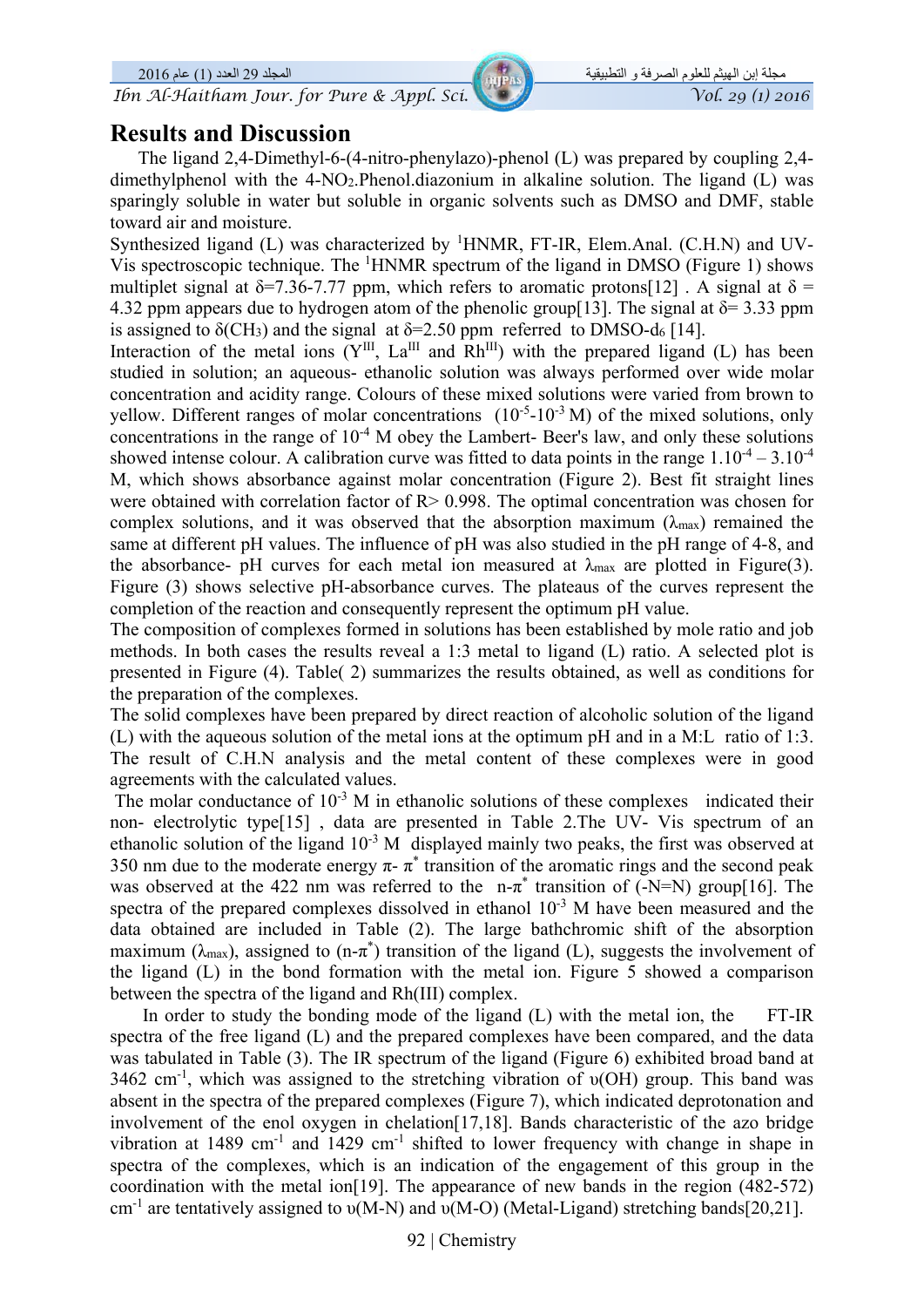## Results and Discussion

The ligand 2,4-Dimethyl-6-(4-nitro-phenylazo)-phenol (L) was prepared by coupling 2,4-dimethylphenol with the 4-$NO_2$.Phenol.diazonium in alkaline solution. The ligand (L) was sparingly soluble in water but soluble in organic solvents such as DMSO and DMF, stable toward air and moisture.

Synthesized ligand (L) was characterized by $^1$HNMR, FT-IR, Elem.Anal. (C.H.N) and UV-Vis spectroscopic technique. The $^1$HNMR spectrum of the ligand in DMSO (Figure 1) shows multiplet signal at $\delta$=7.36-7.77 ppm, which refers to aromatic protons[12] . A signal at $\delta$ = 4.32 ppm appears due to hydrogen atom of the phenolic group[13]. The signal at $\delta$= 3.33 ppm is assigned to $\delta(CH_3)$ and the signal at $\delta$=2.50 ppm referred to DMSO-$d_6$ [14].

Interaction of the metal ions ($Y^{III}$, $La^{III}$ and $Rh^{III}$) with the prepared ligand (L) has been studied in solution; an aqueous- ethanolic solution was always performed over wide molar concentration and acidity range. Colours of these mixed solutions were varied from brown to yellow. Different ranges of molar concentrations ($10^{-5}$-$10^{-3}$ M) of the mixed solutions, only concentrations in the range of $10^{-4}$ M obey the Lambert- Beer's law, and only these solutions showed intense colour. A calibration curve was fitted to data points in the range $1.10^{-4}$ – $3.10^{-4}$ M, which shows absorbance against molar concentration (Figure 2). Best fit straight lines were obtained with correlation factor of R> 0.998. The optimal concentration was chosen for complex solutions, and it was observed that the absorption maximum ($\lambda_{max}$) remained the same at different pH values. The influence of pH was also studied in the pH range of 4-8, and the absorbance- pH curves for each metal ion measured at $\lambda_{max}$ are plotted in Figure(3). Figure (3) shows selective pH-absorbance curves. The plateaus of the curves represent the completion of the reaction and consequently represent the optimum pH value.

The composition of complexes formed in solutions has been established by mole ratio and job methods. In both cases the results reveal a 1:3 metal to ligand (L) ratio. A selected plot is presented in Figure (4). Table( 2) summarizes the results obtained, as well as conditions for the preparation of the complexes.

The solid complexes have been prepared by direct reaction of alcoholic solution of the ligand (L) with the aqueous solution of the metal ions at the optimum pH and in a M:L ratio of 1:3. The result of C.H.N analysis and the metal content of these complexes were in good agreements with the calculated values.

The molar conductance of $10^{-3}$ M in ethanolic solutions of these complexes indicated their non- electrolytic type[15] , data are presented in Table 2.The UV- Vis spectrum of an ethanolic solution of the ligand $10^{-3}$ M displayed mainly two peaks, the first was observed at 350 nm due to the moderate energy $\pi$- $\pi^*$ transition of the aromatic rings and the second peak was observed at the 422 nm was referred to the n-$\pi^*$ transition of (-N=N) group[16]. The spectra of the prepared complexes dissolved in ethanol $10^{-3}$ M have been measured and the data obtained are included in Table (2). The large bathchromic shift of the absorption maximum ($\lambda_{max}$), assigned to (n-$\pi^*$) transition of the ligand (L), suggests the involvement of the ligand (L) in the bond formation with the metal ion. Figure 5 showed a comparison between the spectra of the ligand and Rh(III) complex.

In order to study the bonding mode of the ligand (L) with the metal ion, the FT-IR spectra of the free ligand (L) and the prepared complexes have been compared, and the data was tabulated in Table (3). The IR spectrum of the ligand (Figure 6) exhibited broad band at 3462 cm$^{-1}$, which was assigned to the stretching vibration of $\upsilon$(OH) group. This band was absent in the spectra of the prepared complexes (Figure 7), which indicated deprotonation and involvement of the enol oxygen in chelation[17,18]. Bands characteristic of the azo bridge vibration at 1489 cm$^{-1}$ and 1429 cm$^{-1}$ shifted to lower frequency with change in shape in spectra of the complexes, which is an indication of the engagement of this group in the coordination with the metal ion[19]. The appearance of new bands in the region (482-572) cm$^{-1}$ are tentatively assigned to $\upsilon$(M-N) and $\upsilon$(M-O) (Metal-Ligand) stretching bands[20,21].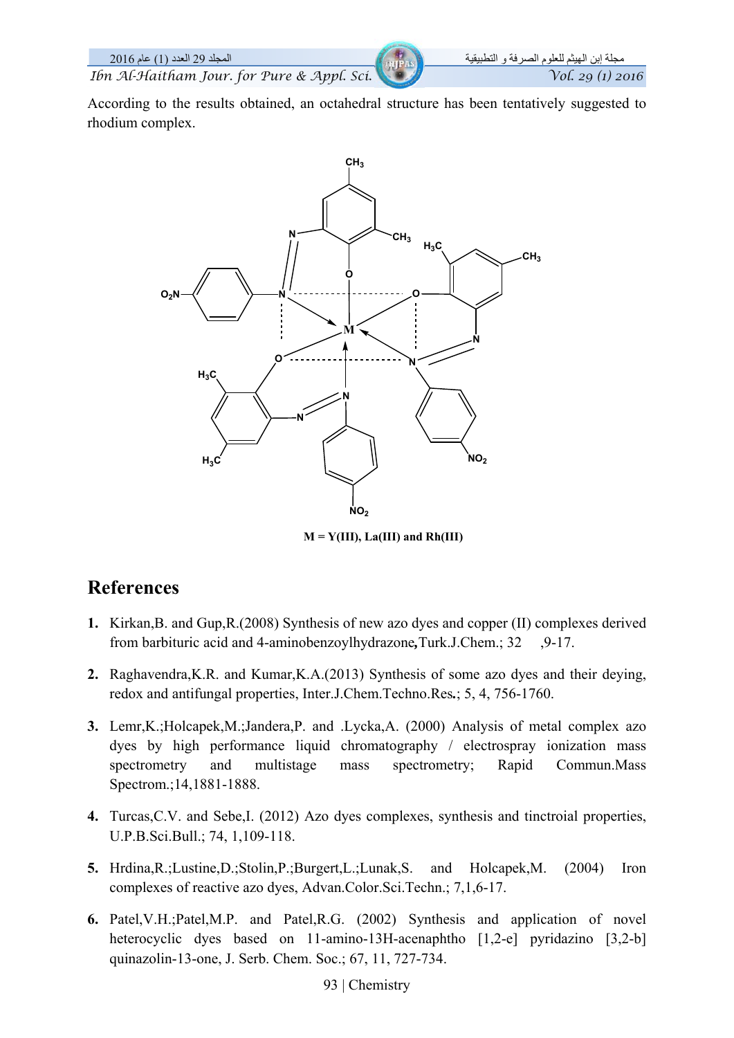According to the results obtained, an octahedral structure has been tentatively suggested to rhodium complex.

M = Y(III), La(III) and Rh(III)

## References

1. Kirkan,B. and Gup,R.(2008) Synthesis of new azo dyes and copper (II) complexes derived from barbituric acid and 4-aminobenzoylhydrazone**,**Turk.J.Chem.; 32 ,9-17.

2. Raghavendra,K.R. and Kumar,K.A.(2013) Synthesis of some azo dyes and their deying, redox and antifungal properties, Inter.J.Chem.Techno.Res**.**; 5, 4, 756-1760.

3. Lemr,K.;Holcapek,M.;Jandera,P. and .Lycka,A. (2000) Analysis of metal complex azo dyes by high performance liquid chromatography / electrospray ionization mass spectrometry and multistage mass spectrometry; Rapid Commun.Mass Spectrom.;14,1881-1888.

4. Turcas,C.V. and Sebe,I. (2012) Azo dyes complexes, synthesis and tinctroial properties, U.P.B.Sci.Bull.; 74, 1,109-118.

5. Hrdina,R.;Lustine,D.;Stolin,P.;Burgert,L.;Lunak,S. and Holcapek,M. (2004) Iron complexes of reactive azo dyes, Advan.Color.Sci.Techn.; 7,1,6-17.

6. Patel,V.H.;Patel,M.P. and Patel,R.G. (2002) Synthesis and application of novel heterocyclic dyes based on 11-amino-13H-acenaphtho [1,2-e] pyridazino [3,2-b] quinazolin-13-one, J. Serb. Chem. Soc.; 67, 11, 727-734.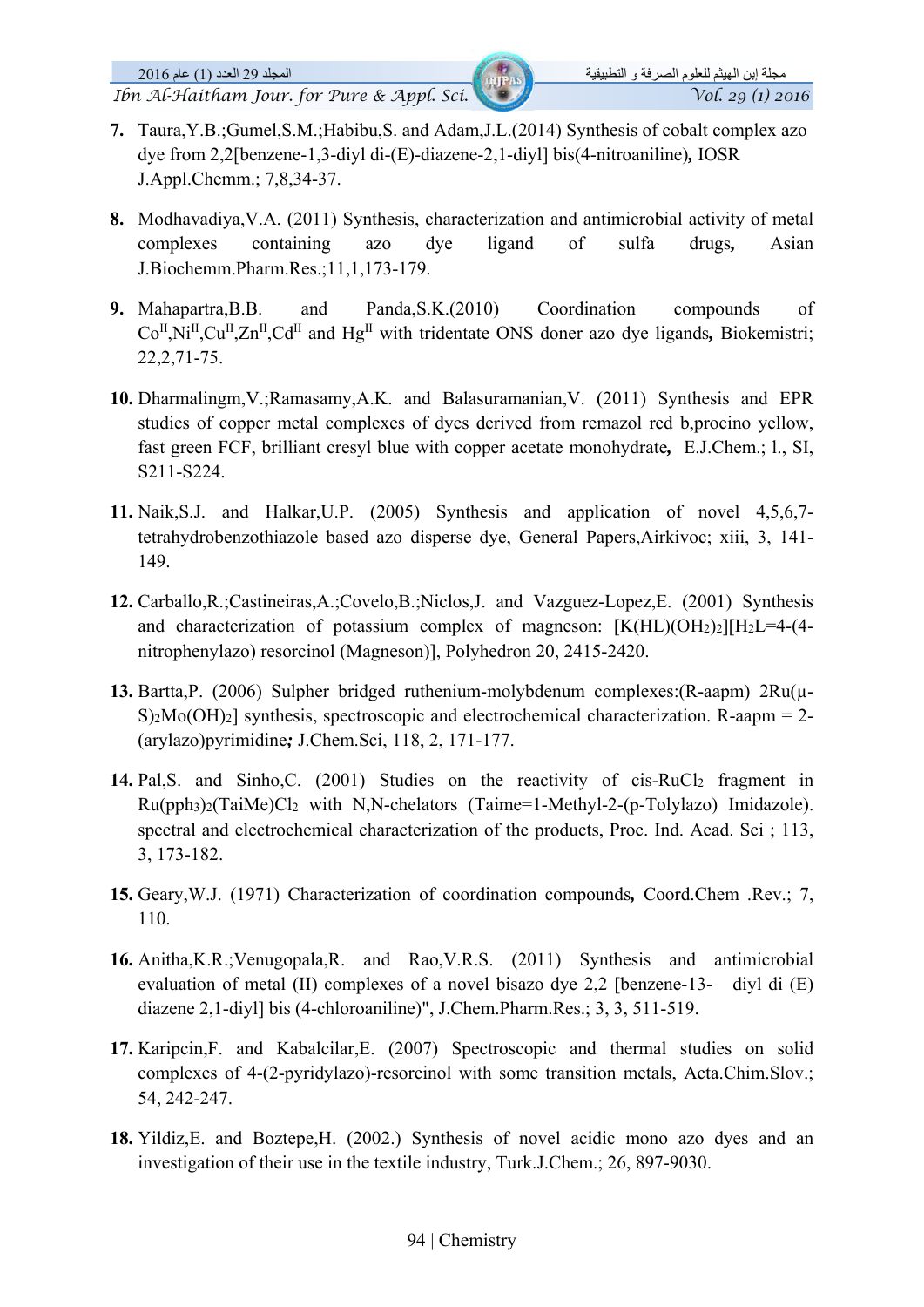7. Taura,Y.B.;Gumel,S.M.;Habibu,S. and Adam,J.L.(2014) Synthesis of cobalt complex azo dye from 2,2[benzene-1,3-diyl di-(E)-diazene-2,1-diyl] bis(4-nitroaniline)**,** IOSR J.Appl.Chemm.; 7,8,34-37.

8. Modhavadiya,V.A. (2011) Synthesis, characterization and antimicrobial activity of metal complexes containing azo dye ligand of sulfa drugs**,** Asian J.Biochemm.Pharm.Res.;11,1,173-179.

9. Mahapartra,B.B. and Panda,S.K.(2010) Coordination compounds of $Co^{II}$,$Ni^{II}$,$Cu^{II}$,$Zn^{II}$,$Cd^{II}$ and $Hg^{II}$ with tridentate ONS doner azo dye ligands**,** Biokemistri; 22,2,71-75.

10. Dharmalingm,V.;Ramasamy,A.K. and Balasuramanian,V. (2011) Synthesis and EPR studies of copper metal complexes of dyes derived from remazol red b,procino yellow, fast green FCF, brilliant cresyl blue with copper acetate monohydrate**,** E.J.Chem.; l., SI, S211-S224.

11. Naik,S.J. and Halkar,U.P. (2005) Synthesis and application of novel 4,5,6,7-tetrahydrobenzothiazole based azo disperse dye, General Papers,Airkivoc; xiii, 3, 141-149.

12. Carballo,R.;Castineiras,A.;Covelo,B.;Niclos,J. and Vazguez-Lopez,E. (2001) Synthesis and characterization of potassium complex of magneson: [K(HL)$(OH_2)_2$][$H_2L$=4-(4-nitrophenylazo) resorcinol (Magneson)], Polyhedron 20, 2415-2420.

13. Bartta,P. (2006) Sulpher bridged ruthenium-molybdenum complexes:(R-aapm) 2Ru(μ-S)$_2$Mo$(OH)_2$] synthesis, spectroscopic and electrochemical characterization. R-aapm = 2-(arylazo)pyrimidine***;*** J.Chem.Sci, 118, 2, 171-177.

14. Pal,S. and Sinho,C. (2001) Studies on the reactivity of cis-$RuCl_2$ fragment in Ru$(pph_3)_2$(TaiMe)$Cl_2$ with N,N-chelators (Taime=1-Methyl-2-(p-Tolylazo) Imidazole). spectral and electrochemical characterization of the products, Proc. Ind. Acad. Sci ; 113, 3, 173-182.

15. Geary,W.J. (1971) Characterization of coordination compounds**,** Coord.Chem .Rev.; 7, 110.

16. Anitha,K.R.;Venugopala,R. and Rao,V.R.S. (2011) Synthesis and antimicrobial evaluation of metal (II) complexes of a novel bisazo dye 2,2 [benzene-13- diyl di (E) diazene 2,1-diyl] bis (4-chloroaniline)", J.Chem.Pharm.Res.; 3, 3, 511-519.

17. Karipcin,F. and Kabalcilar,E. (2007) Spectroscopic and thermal studies on solid complexes of 4-(2-pyridylazo)-resorcinol with some transition metals, Acta.Chim.Slov.; 54, 242-247.

18. Yildiz,E. and Boztepe,H. (2002.) Synthesis of novel acidic mono azo dyes and an investigation of their use in the textile industry, Turk.J.Chem.; 26, 897-9030.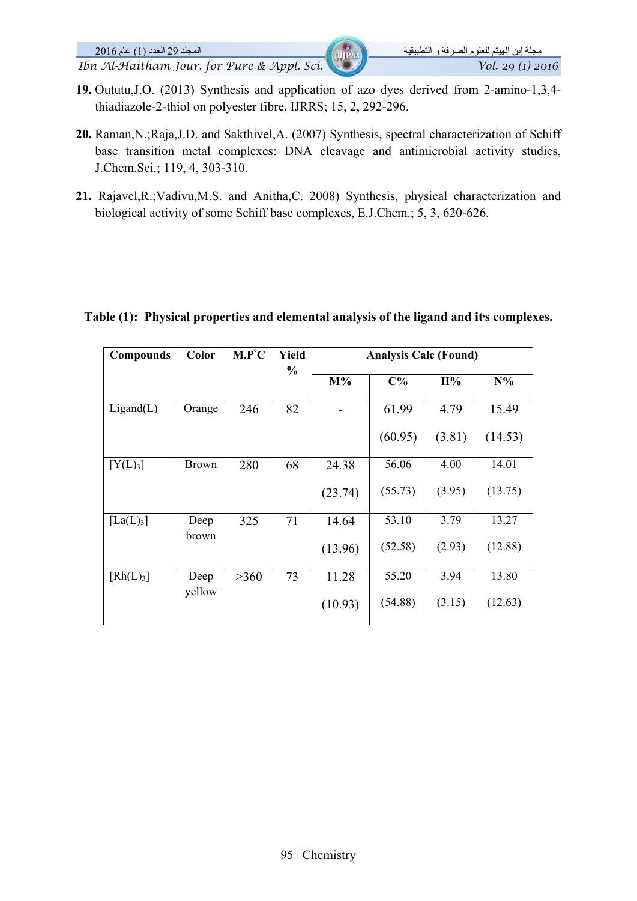19. Oututu,J.O. (2013) Synthesis and application of azo dyes derived from 2-amino-1,3,4-thiadiazole-2-thiol on polyester fibre, IJRRS; 15, 2, 292-296.

20. Raman,N.;Raja,J.D. and Sakthivel,A. (2007) Synthesis, spectral characterization of Schiff base transition metal complexes: DNA cleavage and antimicrobial activity studies, J.Chem.Sci.; 119, 4, 303-310.

21. Rajavel,R.;Vadivu,M.S. and Anitha,C. 2008) Synthesis, physical characterization and biological activity of some Schiff base complexes, E.J.Chem.; 5, 3, 620-626.

**Table (1): Physical properties and elemental analysis of the ligand and it's complexes.**

| Compounds | Color | M.P°C | Yield % | Analysis Calc (Found) | | | |
|---|---|---|---|---|---|---|---|
| | | | | M% | C% | H% | N% |
| Ligand(L) | Orange | 246 | 82 | - | 61.99 (60.95) | 4.79 (3.81) | 15.49 (14.53) |
| $[Y(L)_3]$ | Brown | 280 | 68 | 24.38 (23.74) | 56.06 (55.73) | 4.00 (3.95) | 14.01 (13.75) |
| $[La(L)_3]$ | Deep brown | 325 | 71 | 14.64 (13.96) | 53.10 (52.58) | 3.79 (2.93) | 13.27 (12.88) |
| $[Rh(L)_3]$ | Deep yellow | >360 | 73 | 11.28 (10.93) | 55.20 (54.88) | 3.94 (3.15) | 13.80 (12.63) |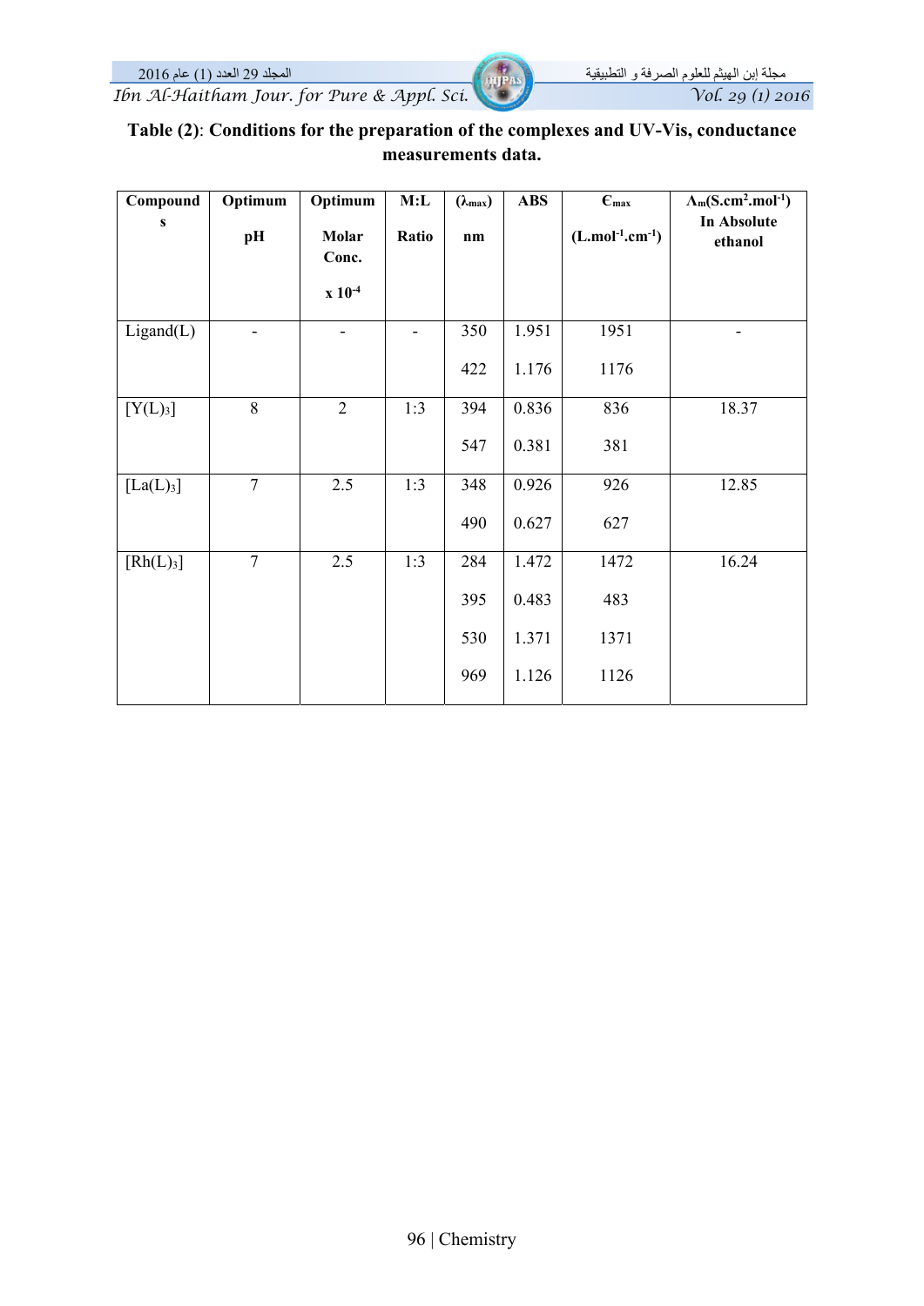**Table (2)**: **Conditions for the preparation of the complexes and UV-Vis, conductance measurements data.**

| Compounds | Optimum pH | Optimum Molar Conc. x $10^{-4}$ | M:L Ratio | ($\lambda_{max}$) nm | ABS | $\epsilon_{max}$ ($L.mol^{-1}.cm^{-1}$) | $\Lambda_m$($S.cm^2.mol^{-1}$) In Absolute ethanol |
|---|---|---|---|---|---|---|---|
| Ligand(L) | - | - | - | 350 | 1.951 | 1951 | - |
| | | | | 422 | 1.176 | 1176 | |
| $[Y(L)_3]$ | 8 | 2 | 1:3 | 394 | 0.836 | 836 | 18.37 |
| | | | | 547 | 0.381 | 381 | |
| $[La(L)_3]$ | 7 | 2.5 | 1:3 | 348 | 0.926 | 926 | 12.85 |
| | | | | 490 | 0.627 | 627 | |
| $[Rh(L)_3]$ | 7 | 2.5 | 1:3 | 284 | 1.472 | 1472 | 16.24 |
| | | | | 395 | 0.483 | 483 | |
| | | | | 530 | 1.371 | 1371 | |
| | | | | 969 | 1.126 | 1126 | |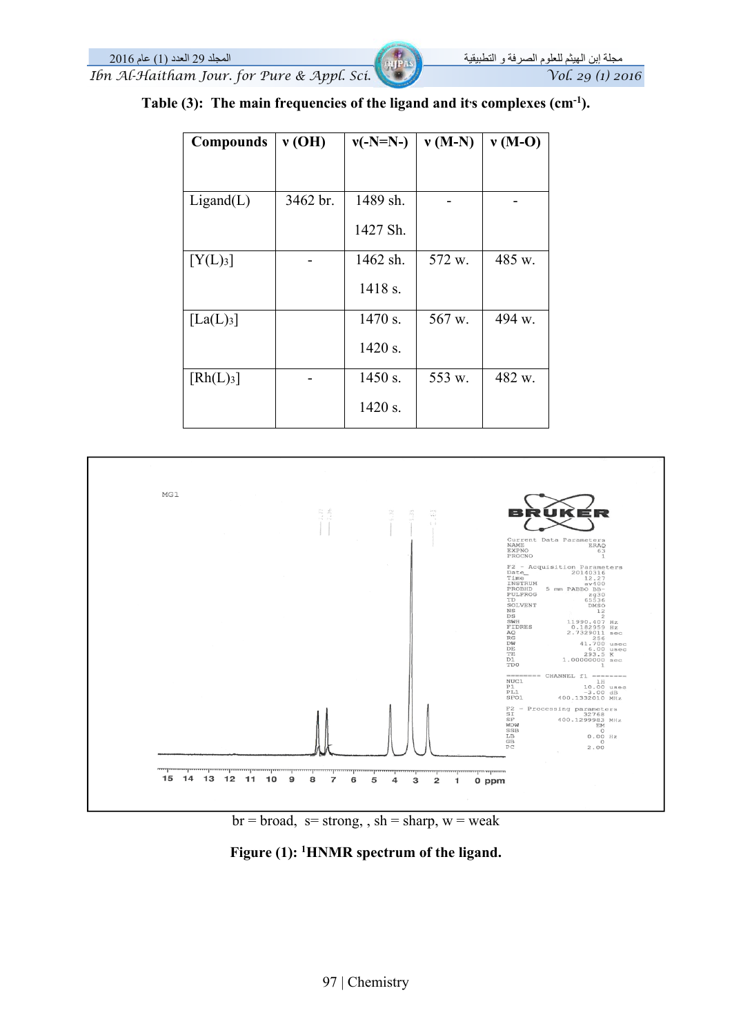**Table (3): The main frequencies of the ligand and it's complexes ($cm^{-1}$).**

| Compounds | ν (OH) | ν(-N=N-) | ν (M-N) | ν (M-O) |
|---|---|---|---|---|
| Ligand(L) | 3462 br. | 1489 sh.<br>1427 Sh. | - | - |
| $[Y(L)_3]$ | - | 1462 sh.<br>1418 s. | 572 w. | 485 w. |
| $[La(L)_3]$ | | 1470 s.<br>1420 s. | 567 w. | 494 w. |
| $[Rh(L)_3]$ | - | 1450 s.<br>1420 s. | 553 w. | 482 w. |

br = broad, s= strong, , sh = sharp, w = weak

**Figure (1): $^1$HNMR spectrum of the ligand.**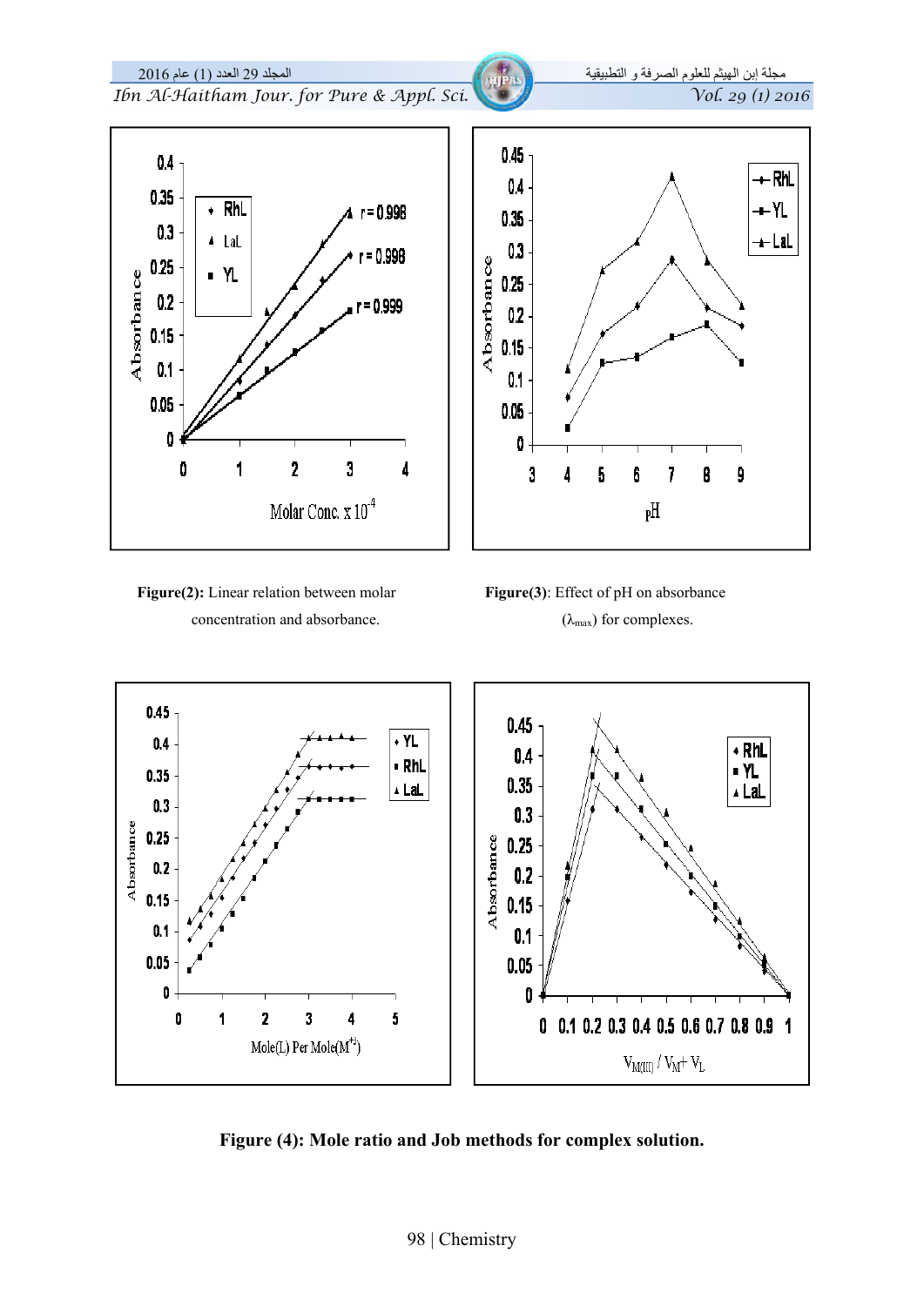**Figure(2):** Linear relation between molar concentration and absorbance.

**Figure(3)**: Effect of pH on absorbance ($\lambda_{max}$) for complexes.

**Figure (4): Mole ratio and Job methods for complex solution.**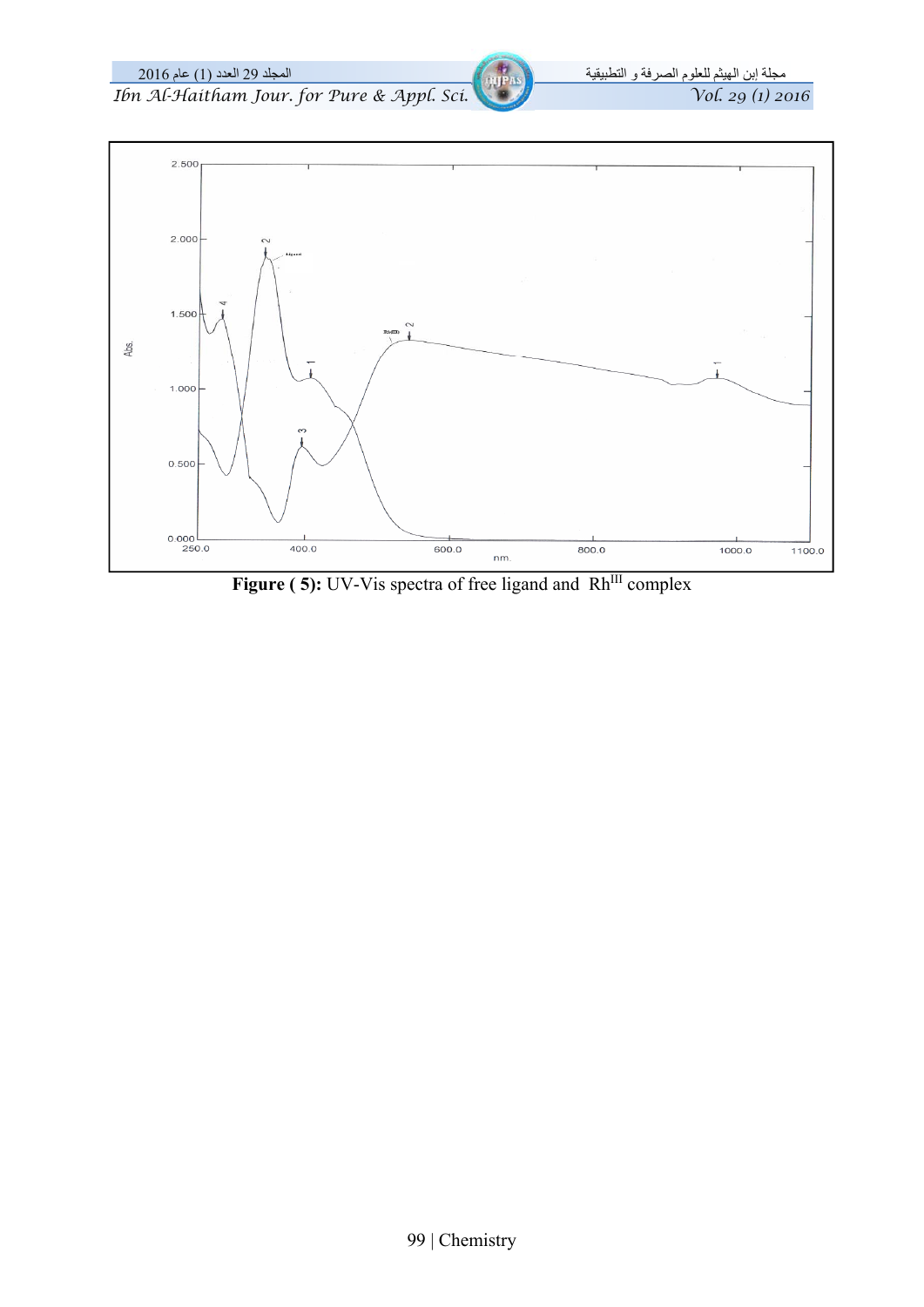Figure ( 5): UV-Vis spectra of free ligand and $Rh^{III}$ complex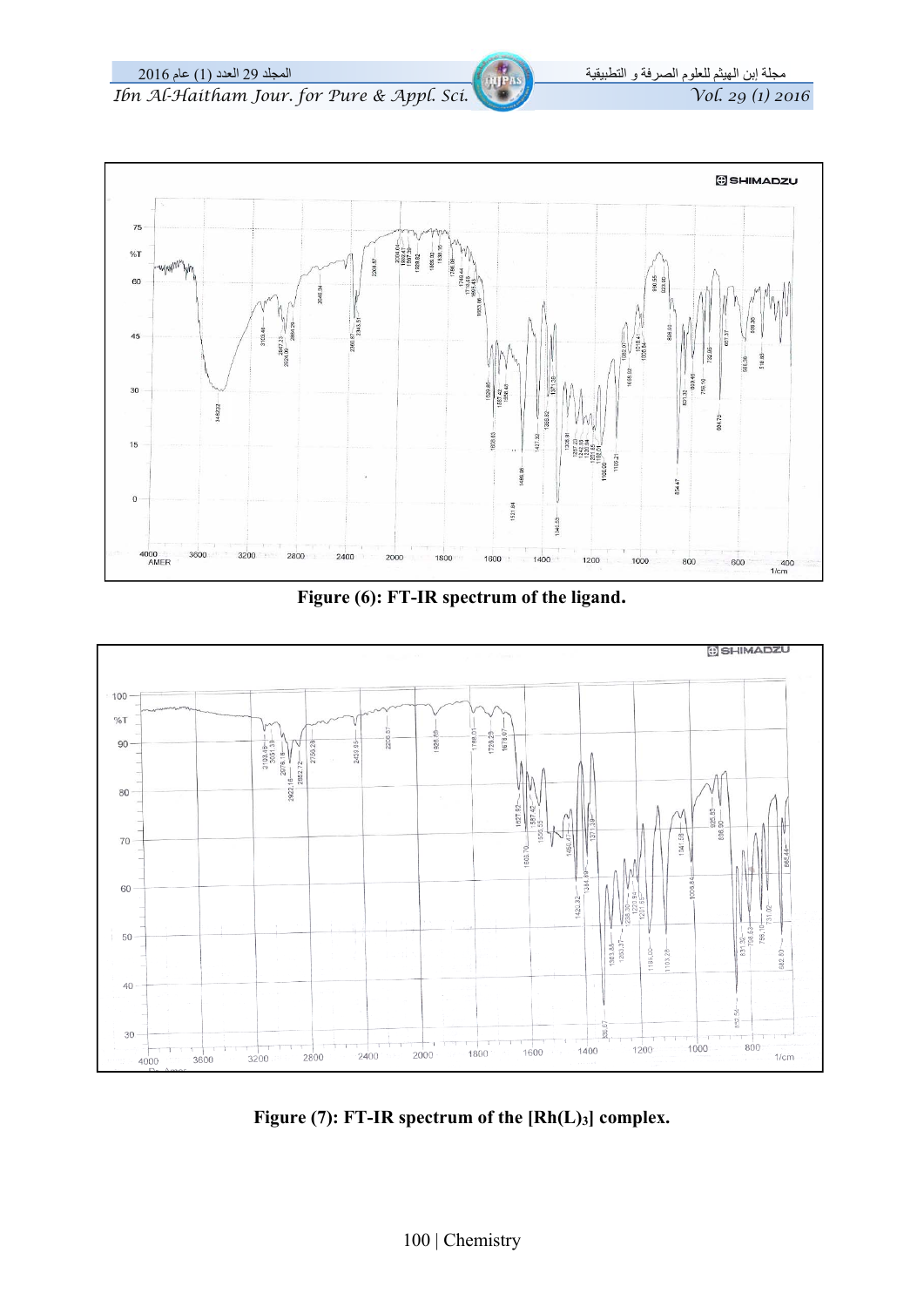Figure (6): FT-IR spectrum of the ligand.

Figure (7): FT-IR spectrum of the $[Rh(L)_3]$ complex.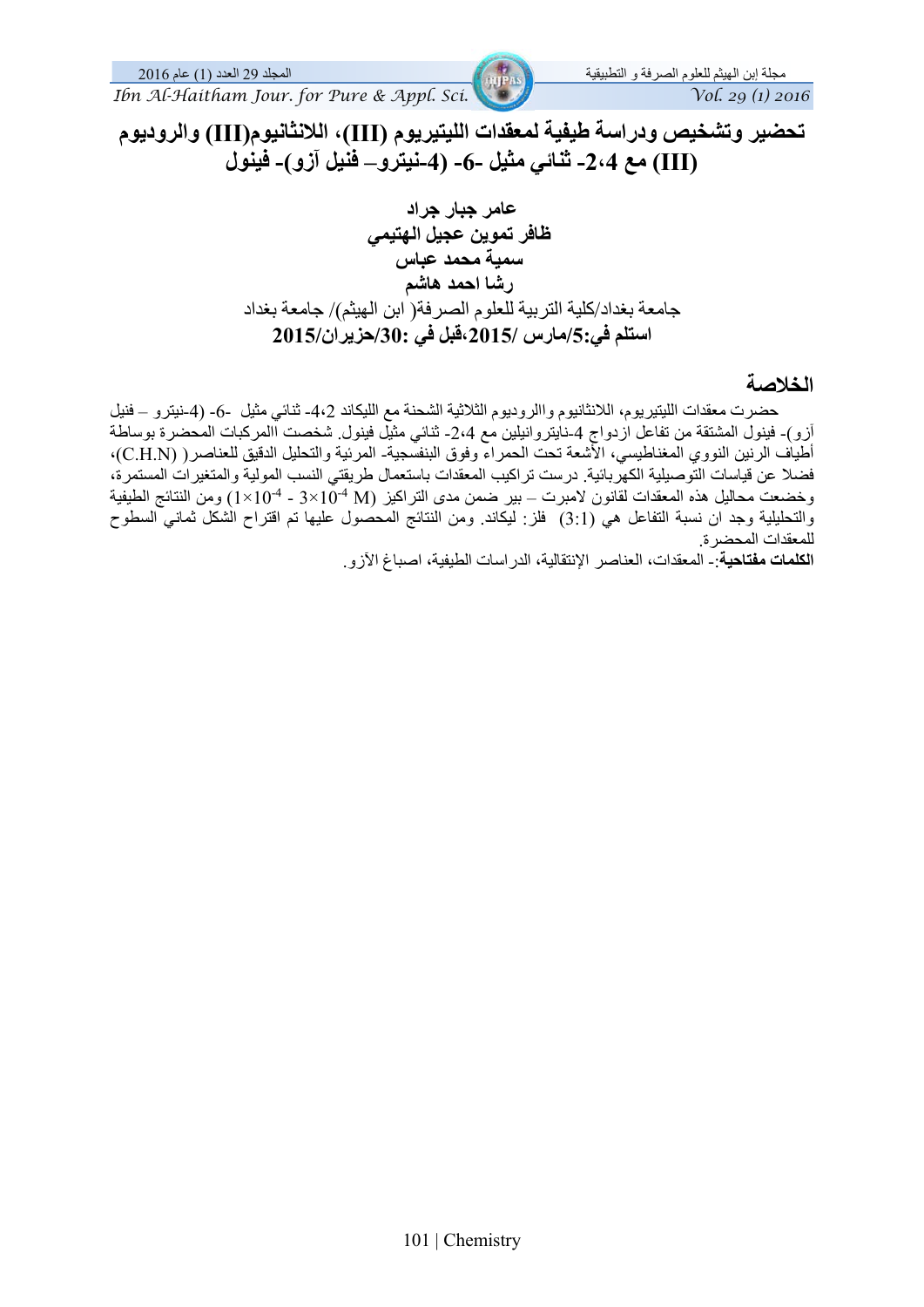# تحضير وتشخيص ودراسة طيفية لمعقدات الليتيريوم (III)، اللانثانيوم(III) والروديوم (III) مع 4،2- ثنائي مثيل -6- (4-نيترو– فنيل آزو)- فينول

**عامر جبار جراد**
**ظافر تموين عجيل الهتيمي**
**سمية محمد عباس**
**رشا احمد هاشم**

جامعة بغداد/كلية التربية للعلوم الصرفة( ابن الهيثم)/ جامعة بغداد

**استلم في:5/مارس /2015،قبل في :30/حزيران/2015**

## الخلاصة

حضرت معقدات الليتيريوم، اللانثانيوم واالروديوم الثلاثية الشحنة مع الليكاند 4،2- ثنائي مثيل -6- (4-نيترو – فنيل آزو)- فينول المشتقة من تفاعل ازدواج 4-نايتروانيلين مع 4،2- ثنائي مثيل فينول. شخصت االمركبات المحضرة بوساطة أطياف الرنين النووي المغناطيسي، الأشعة تحت الحمراء وفوق البنفسجية- المرئية والتحليل الدقيق للعناصر( (C.H.N)، فضلا عن قياسات التوصيلية الكهربائية. درست تراكيب المعقدات باستعمال طريقتي النسب المولية والمتغيرات المستمرة، وخضعت محاليل هذه المعقدات لقانون لامبرت – بير ضمن مدى التراكيز ($1\times10^{-4}$ - $3\times10^{-4}$ M) ومن النتائج الطيفية والتحليلية وجد ان نسبة التفاعل هي (3:1) فلز: ليكاند. ومن النتائج المحصول عليها تم اقتراح الشكل ثماني السطوح للمعقدات المحضرة.

**الكلمات مفتاحية**:- المعقدات، العناصر الإنتقالية، الدراسات الطيفية، اصباغ الآزو.